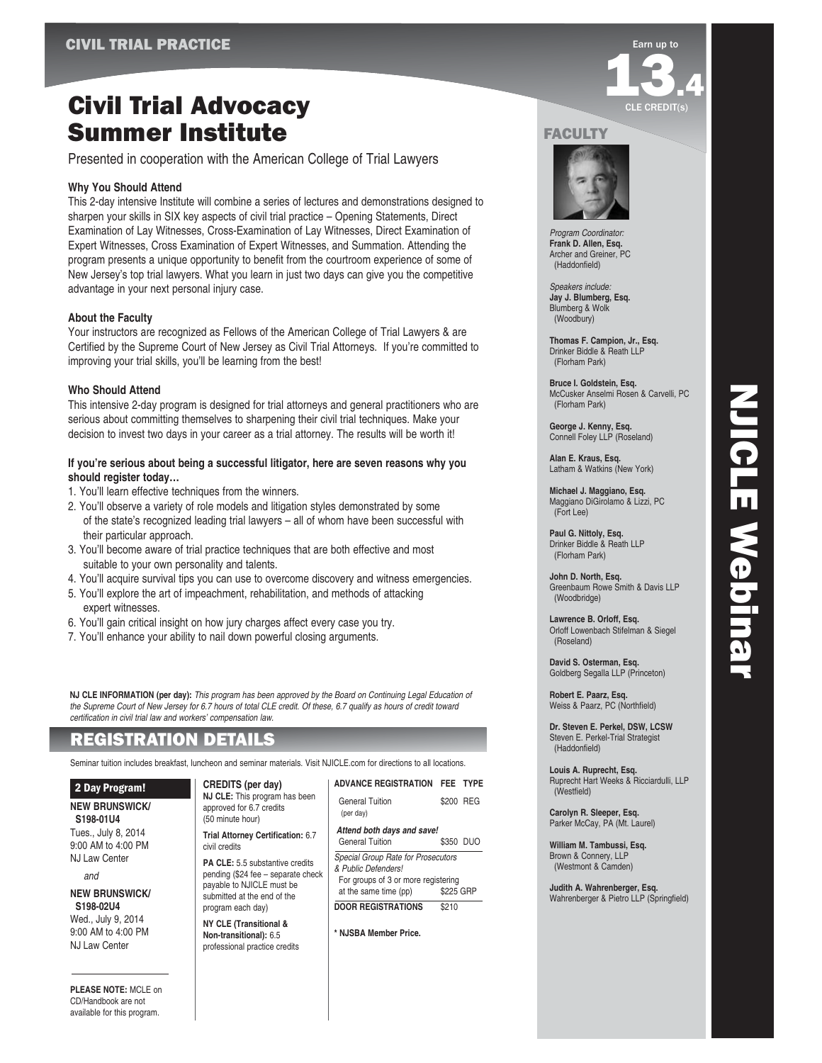CIVIL TRIAL PRACTICE

# Civil Trial Advocacy Summer Institute

Presented in cooperation with the American College of Trial Lawyers

Earn up to **13.4** CLE CREDIT(s)

### Why You Should Attend

This 2-day intensive Institute will combine a series of lectures and demonstrations designed to sharpen your skills in SIX key aspects of civil trial practice – Opening Statements, Direct Examination of Lay Witnesses, Cross-Examination of Lay Witnesses, Direct Examination of Expert Witnesses, Cross Examination of Expert Witnesses, and Summation. Attending the program presents a unique opportunity to benefit from the courtroom experience of some of New Jersey's top trial lawyers. What you learn in just two days can give you the competitive advantage in your next personal injury case.

### About the Faculty

Your instructors are recognized as Fellows of the American College of Trial Lawyers & are Certified by the Supreme Court of New Jersey as Civil Trial Attorneys. If you're committed to improving your trial skills, you'll be learning from the best!

### Who Should Attend

This intensive 2-day program is designed for trial attorneys and general practitioners who are serious about committing themselves to sharpening their civil trial techniques. Make your decision to invest two days in your career as a trial attorney. The results will be worth it!

### If you're serious about being a successful litigator, here are seven reasons why you should register today…

1. You'll learn effective techniques from the winners.
2. You'll observe a variety of role models and litigation styles demonstrated by some of the state's recognized leading trial lawyers – all of whom have been successful with their particular approach.
3. You'll become aware of trial practice techniques that are both effective and most suitable to your own personality and talents.
4. You'll acquire survival tips you can use to overcome discovery and witness emergencies.
5. You'll explore the art of impeachment, rehabilitation, and methods of attacking expert witnesses.
6. You'll gain critical insight on how jury charges affect every case you try.
7. You'll enhance your ability to nail down powerful closing arguments.

**NJ CLE INFORMATION (per day):** *This program has been approved by the Board on Continuing Legal Education of the Supreme Court of New Jersey for 6.7 hours of total CLE credit. Of these, 6.7 qualify as hours of credit toward certification in civil trial law and workers' compensation law.*

## REGISTRATION DETAILS

Seminar tuition includes breakfast, luncheon and seminar materials. Visit NJICLE.com for directions to all locations.

**2 Day Program!**

**NEW BRUNSWICK/ S198-01U4**
Tues., July 8, 2014
9:00 AM to 4:00 PM
NJ Law Center

*and*

**NEW BRUNSWICK/ S198-02U4**
Wed., July 9, 2014
9:00 AM to 4:00 PM
NJ Law Center

**PLEASE NOTE:** MCLE on CD/Handbook are not available for this program.

**CREDITS (per day)**

**NJ CLE:** This program has been approved for 6.7 credits (50 minute hour)

**Trial Attorney Certification:** 6.7 civil credits

**PA CLE:** 5.5 substantive credits pending ($24 fee – separate check payable to NJICLE must be submitted at the end of the program each day)

**NY CLE (Transitional & Non-transitional):** 6.5 professional practice credits

| ADVANCE REGISTRATION | FEE | TYPE |
|---|---|---|
| General Tuition (per day) | $200 | REG |
| ***Attend both days and save!*** General Tuition | $350 | DUO |
| *Special Group Rate for Prosecutors & Public Defenders!* For groups of 3 or more registering at the same time (pp) | $225 | GRP |
| **DOOR REGISTRATIONS** | $210 | |

**\* NJSBA Member Price.**

## FACULTY

*Program Coordinator:*
**Frank D. Allen, Esq.**
Archer and Greiner, PC (Haddonfield)

*Speakers include:*
**Jay J. Blumberg, Esq.**
Blumberg & Wolk (Woodbury)

**Thomas F. Campion, Jr., Esq.**
Drinker Biddle & Reath LLP (Florham Park)

**Bruce I. Goldstein, Esq.**
McCusker Anselmi Rosen & Carvelli, PC (Florham Park)

**George J. Kenny, Esq.**
Connell Foley LLP (Roseland)

**Alan E. Kraus, Esq.**
Latham & Watkins (New York)

**Michael J. Maggiano, Esq.**
Maggiano DiGirolamo & Lizzi, PC (Fort Lee)

**Paul G. Nittoly, Esq.**
Drinker Biddle & Reath LLP (Florham Park)

**John D. North, Esq.**
Greenbaum Rowe Smith & Davis LLP (Woodbridge)

**Lawrence B. Orloff, Esq.**
Orloff Lowenbach Stifelman & Siegel (Roseland)

**David S. Osterman, Esq.**
Goldberg Segalla LLP (Princeton)

**Robert E. Paarz, Esq.**
Weiss & Paarz, PC (Northfield)

**Dr. Steven E. Perkel, DSW, LCSW**
Steven E. Perkel-Trial Strategist (Haddonfield)

**Louis A. Ruprecht, Esq.**
Ruprecht Hart Weeks & Ricciardulli, LLP (Westfield)

**Carolyn R. Sleeper, Esq.**
Parker McCay, PA (Mt. Laurel)

**William M. Tambussi, Esq.**
Brown & Connery, LLP (Westmont & Camden)

**Judith A. Wahrenberger, Esq.**
Wahrenberger & Pietro LLP (Springfield)

NJICLE Webinar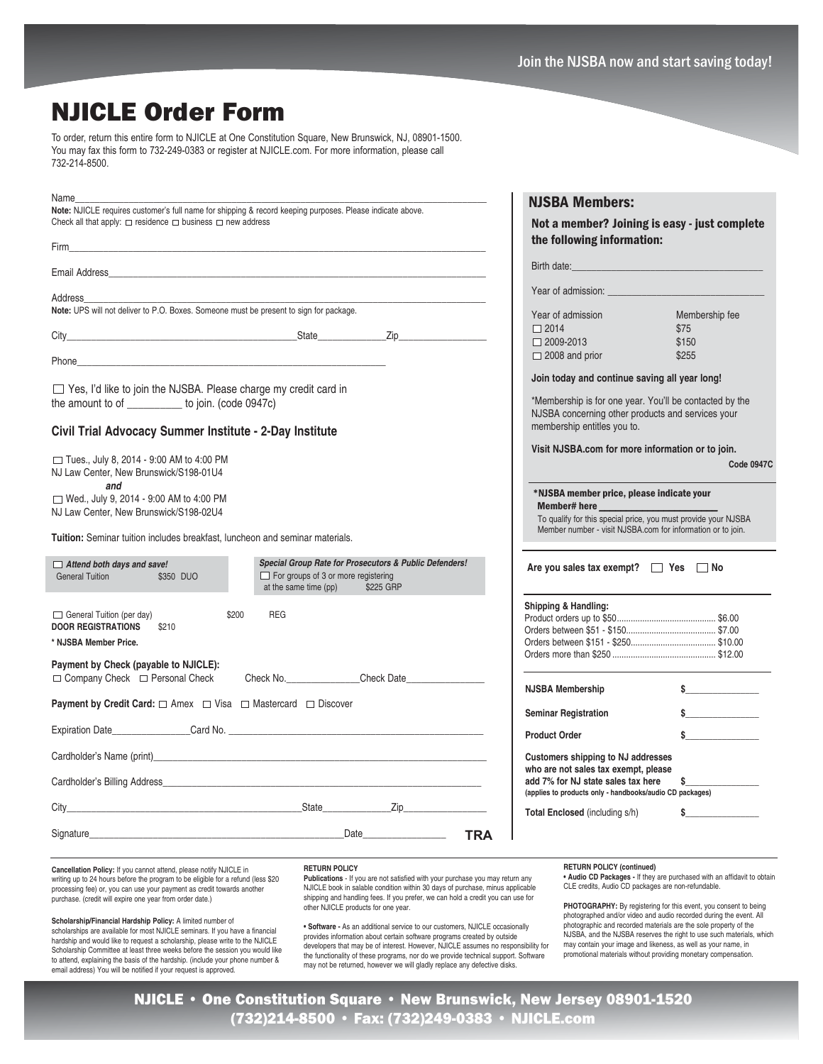Join the NJSBA now and start saving today!

# NJICLE Order Form

To order, return this entire form to NJICLE at One Constitution Square, New Brunswick, NJ, 08901-1500. You may fax this form to 732-249-0383 or register at NJICLE.com. For more information, please call 732-214-8500.

Name_______________________________________________

**Note:** NJICLE requires customer's full name for shipping & record keeping purposes. Please indicate above.

Check all that apply: ☐ residence ☐ business ☐ new address

Firm_______________________________________________

Email Address_______________________________________________

Address_______________________________________________

**Note:** UPS will not deliver to P.O. Boxes. Someone must be present to sign for package.

City_______________________ State__________ Zip__________

Phone_______________________________________________

☐ Yes, I'd like to join the NJSBA. Please charge my credit card in the amount to of _________ to join. (code 0947c)

## Civil Trial Advocacy Summer Institute - 2-Day Institute

☐ Tues., July 8, 2014 - 9:00 AM to 4:00 PM
NJ Law Center, New Brunswick/S198-01U4

***and***

☐ Wed., July 9, 2014 - 9:00 AM to 4:00 PM
NJ Law Center, New Brunswick/S198-02U4

**Tuition:** Seminar tuition includes breakfast, luncheon and seminar materials.

☐ ***Attend both days and save!***
General Tuition $350 DUO

***Special Group Rate for Prosecutors & Public Defenders!***
☐ For groups of 3 or more registering at the same time (pp) $225 GRP

☐ General Tuition (per day) $200 REG

**DOOR REGISTRATIONS** $210

**\* NJSBA Member Price.**

**Payment by Check (payable to NJICLE):**
☐ Company Check ☐ Personal Check Check No.__________ Check Date__________

**Payment by Credit Card:** ☐ Amex ☐ Visa ☐ Mastercard ☐ Discover

Expiration Date__________ Card No. _______________________________

Cardholder's Name (print)_______________________________________________

Cardholder's Billing Address_______________________________________________

City_______________________ State__________ Zip__________

Signature_______________________ Date__________ **TRA**

## NJSBA Members:

**Not a member? Joining is easy - just complete the following information:**

Birth date:_______________________

Year of admission: _______________________

| Year of admission | Membership fee |
| --- | --- |
| ☐ 2014 | $75 |
| ☐ 2009-2013 | $150 |
| ☐ 2008 and prior | $255 |

**Join today and continue saving all year long!**

\*Membership is for one year. You'll be contacted by the NJSBA concerning other products and services your membership entitles you to.

**Visit NJSBA.com for more information or to join.**

**Code 0947C**

**\*NJSBA member price, please indicate your Member# here ___________________**

To qualify for this special price, you must provide your NJSBA Member number - visit NJSBA.com for information or to join.

**Are you sales tax exempt?** ☐ **Yes** ☐ **No**

**Shipping & Handling:**

Product orders up to $50 ........................................ $6.00
Orders between $51 - $150 ........................................ $7.00
Orders between $151 - $250 ........................................ $10.00
Orders more than $250 ........................................ $12.00

**NJSBA Membership** $__________

**Seminar Registration** $__________

**Product Order** $__________

**Customers shipping to NJ addresses who are not sales tax exempt, please add 7% for NJ state sales tax here** $__________
**(applies to products only - handbooks/audio CD packages)**

**Total Enclosed** (including s/h) $__________

**Cancellation Policy:** If you cannot attend, please notify NJICLE in writing up to 24 hours before the program to be eligible for a refund (less $20 processing fee) or, you can use your payment as credit towards another purchase. (credit will expire one year from order date.)

**Scholarship/Financial Hardship Policy:** A limited number of scholarships are available for most NJICLE seminars. If you have a financial hardship and would like to request a scholarship, please write to the NJICLE Scholarship Committee at least three weeks before the session you would like to attend, explaining the basis of the hardship. (include your phone number & email address) You will be notified if your request is approved.

**RETURN POLICY**

**Publications** - If you are not satisfied with your purchase you may return any NJICLE book in salable condition within 30 days of purchase, minus applicable shipping and handling fees. If you prefer, we can hold a credit you can use for other NJICLE products for one year.

**• Software -** As an additional service to our customers, NJICLE occasionally provides information about certain software programs created by outside developers that may be of interest. However, NJICLE assumes no responsibility for the functionality of these programs, nor do we provide technical support. Software may not be returned, however we will gladly replace any defective disks.

**RETURN POLICY (continued)**

**• Audio CD Packages -** If they are purchased with an affidavit to obtain CLE credits, Audio CD packages are non-refundable.

**PHOTOGRAPHY:** By registering for this event, you consent to being photographed and/or video and audio recorded during the event. All photographic and recorded materials are the sole property of the NJSBA, and the NJSBA reserves the right to use such materials, which may contain your image and likeness, as well as your name, in promotional materials without providing monetary compensation.

**NJICLE • One Constitution Square • New Brunswick, New Jersey 08901-1520**
**(732)214-8500 • Fax: (732)249-0383 • NJICLE.com**